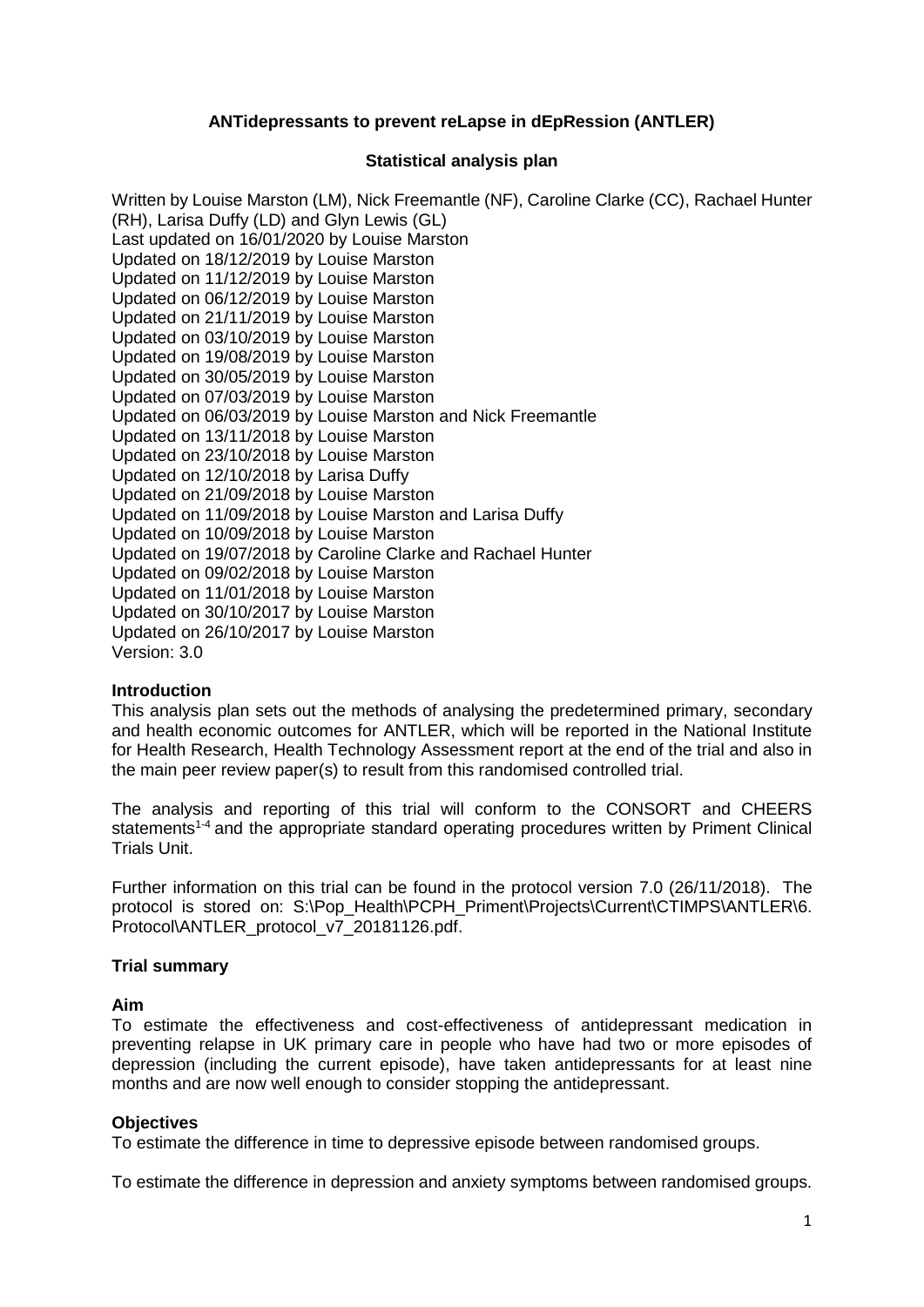# ANTidepressants to prevent reLapse in dEpRession (ANTLER)

## Statistical analysis plan

Written by Louise Marston (LM), Nick Freemantle (NF), Caroline Clarke (CC), Rachael Hunter (RH), Larisa Duffy (LD) and Glyn Lewis (GL)
Last updated on 16/01/2020 by Louise Marston
Updated on 18/12/2019 by Louise Marston
Updated on 11/12/2019 by Louise Marston
Updated on 06/12/2019 by Louise Marston
Updated on 21/11/2019 by Louise Marston
Updated on 03/10/2019 by Louise Marston
Updated on 19/08/2019 by Louise Marston
Updated on 30/05/2019 by Louise Marston
Updated on 07/03/2019 by Louise Marston
Updated on 06/03/2019 by Louise Marston and Nick Freemantle
Updated on 13/11/2018 by Louise Marston
Updated on 23/10/2018 by Louise Marston
Updated on 12/10/2018 by Larisa Duffy
Updated on 21/09/2018 by Louise Marston
Updated on 11/09/2018 by Louise Marston and Larisa Duffy
Updated on 10/09/2018 by Louise Marston
Updated on 19/07/2018 by Caroline Clarke and Rachael Hunter
Updated on 09/02/2018 by Louise Marston
Updated on 11/01/2018 by Louise Marston
Updated on 30/10/2017 by Louise Marston
Updated on 26/10/2017 by Louise Marston
Version: 3.0

### Introduction

This analysis plan sets out the methods of analysing the predetermined primary, secondary and health economic outcomes for ANTLER, which will be reported in the National Institute for Health Research, Health Technology Assessment report at the end of the trial and also in the main peer review paper(s) to result from this randomised controlled trial.

The analysis and reporting of this trial will conform to the CONSORT and CHEERS statements[1-4] and the appropriate standard operating procedures written by Priment Clinical Trials Unit.

Further information on this trial can be found in the protocol version 7.0 (26/11/2018). The protocol is stored on: S:\Pop_Health\PCPH_Priment\Projects\Current\CTIMPS\ANTLER\6. Protocol\ANTLER_protocol_v7_20181126.pdf.

### Trial summary

#### Aim

To estimate the effectiveness and cost-effectiveness of antidepressant medication in preventing relapse in UK primary care in people who have had two or more episodes of depression (including the current episode), have taken antidepressants for at least nine months and are now well enough to consider stopping the antidepressant.

#### Objectives

To estimate the difference in time to depressive episode between randomised groups.

To estimate the difference in depression and anxiety symptoms between randomised groups.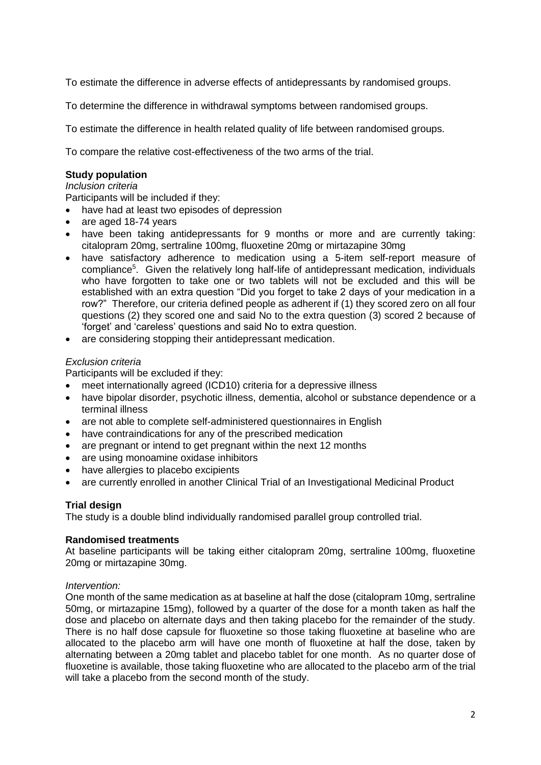To estimate the difference in adverse effects of antidepressants by randomised groups.

To determine the difference in withdrawal symptoms between randomised groups.

To estimate the difference in health related quality of life between randomised groups.

To compare the relative cost-effectiveness of the two arms of the trial.

**Study population**

*Inclusion criteria*

Participants will be included if they:

- have had at least two episodes of depression
- are aged 18-74 years
- have been taking antidepressants for 9 months or more and are currently taking: citalopram 20mg, sertraline 100mg, fluoxetine 20mg or mirtazapine 30mg
- have satisfactory adherence to medication using a 5-item self-report measure of compliance[5]. Given the relatively long half-life of antidepressant medication, individuals who have forgotten to take one or two tablets will not be excluded and this will be established with an extra question "Did you forget to take 2 days of your medication in a row?" Therefore, our criteria defined people as adherent if (1) they scored zero on all four questions (2) they scored one and said No to the extra question (3) scored 2 because of 'forget' and 'careless' questions and said No to extra question.
- are considering stopping their antidepressant medication.

*Exclusion criteria*

Participants will be excluded if they:

- meet internationally agreed (ICD10) criteria for a depressive illness
- have bipolar disorder, psychotic illness, dementia, alcohol or substance dependence or a terminal illness
- are not able to complete self-administered questionnaires in English
- have contraindications for any of the prescribed medication
- are pregnant or intend to get pregnant within the next 12 months
- are using monoamine oxidase inhibitors
- have allergies to placebo excipients
- are currently enrolled in another Clinical Trial of an Investigational Medicinal Product

**Trial design**

The study is a double blind individually randomised parallel group controlled trial.

**Randomised treatments**

At baseline participants will be taking either citalopram 20mg, sertraline 100mg, fluoxetine 20mg or mirtazapine 30mg.

*Intervention:*

One month of the same medication as at baseline at half the dose (citalopram 10mg, sertraline 50mg, or mirtazapine 15mg), followed by a quarter of the dose for a month taken as half the dose and placebo on alternate days and then taking placebo for the remainder of the study. There is no half dose capsule for fluoxetine so those taking fluoxetine at baseline who are allocated to the placebo arm will have one month of fluoxetine at half the dose, taken by alternating between a 20mg tablet and placebo tablet for one month. As no quarter dose of fluoxetine is available, those taking fluoxetine who are allocated to the placebo arm of the trial will take a placebo from the second month of the study.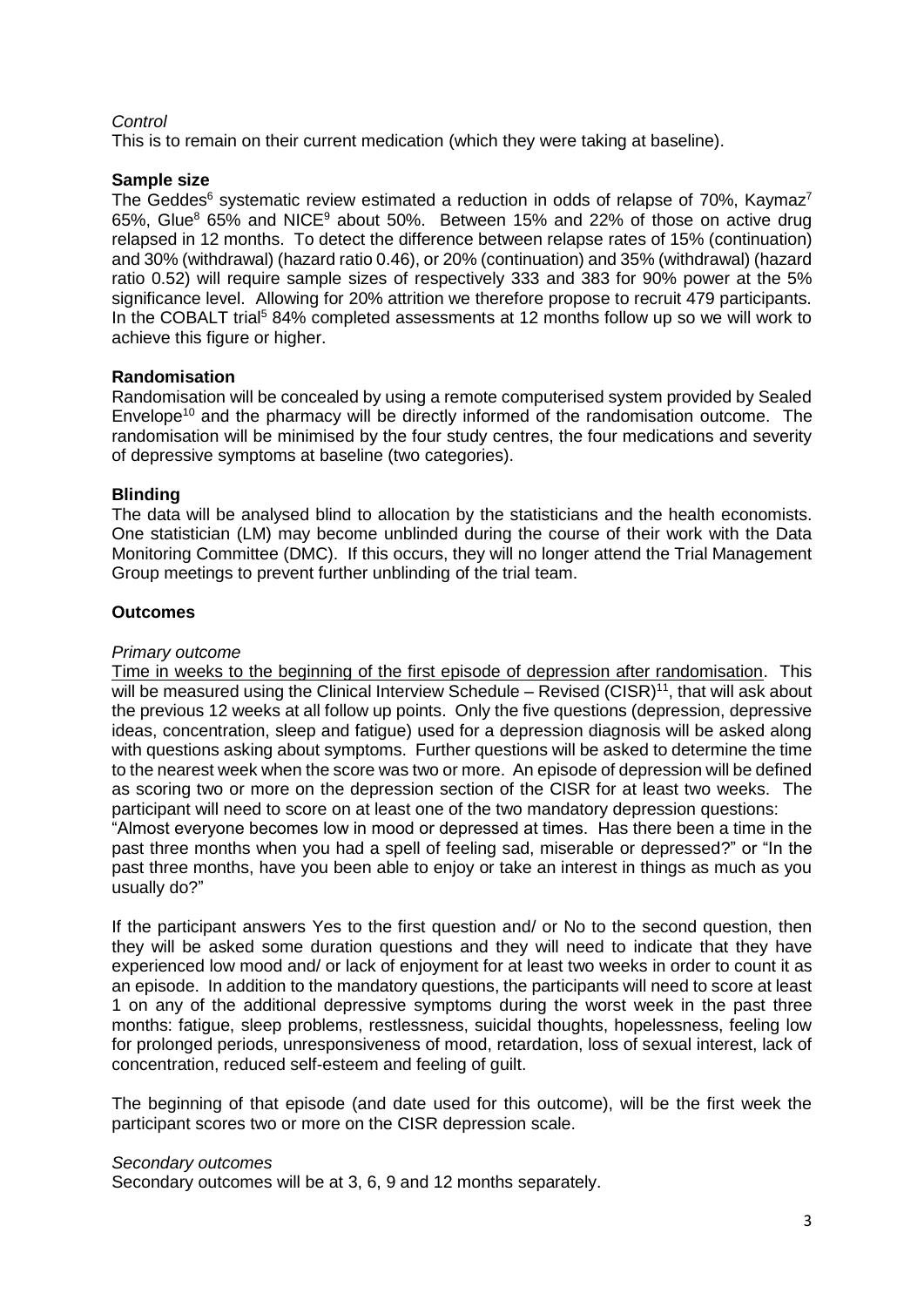*Control*

This is to remain on their current medication (which they were taking at baseline).

**Sample size**

The Geddes[6] systematic review estimated a reduction in odds of relapse of 70%, Kaymaz[7] 65%, Glue[8] 65% and NICE[9] about 50%. Between 15% and 22% of those on active drug relapsed in 12 months. To detect the difference between relapse rates of 15% (continuation) and 30% (withdrawal) (hazard ratio 0.46), or 20% (continuation) and 35% (withdrawal) (hazard ratio 0.52) will require sample sizes of respectively 333 and 383 for 90% power at the 5% significance level. Allowing for 20% attrition we therefore propose to recruit 479 participants. In the COBALT trial[5] 84% completed assessments at 12 months follow up so we will work to achieve this figure or higher.

**Randomisation**

Randomisation will be concealed by using a remote computerised system provided by Sealed Envelope[10] and the pharmacy will be directly informed of the randomisation outcome. The randomisation will be minimised by the four study centres, the four medications and severity of depressive symptoms at baseline (two categories).

**Blinding**

The data will be analysed blind to allocation by the statisticians and the health economists. One statistician (LM) may become unblinded during the course of their work with the Data Monitoring Committee (DMC). If this occurs, they will no longer attend the Trial Management Group meetings to prevent further unblinding of the trial team.

**Outcomes**

*Primary outcome*

<u>Time in weeks to the beginning of the first episode of depression after randomisation</u>. This will be measured using the Clinical Interview Schedule – Revised (CISR)[11], that will ask about the previous 12 weeks at all follow up points. Only the five questions (depression, depressive ideas, concentration, sleep and fatigue) used for a depression diagnosis will be asked along with questions asking about symptoms. Further questions will be asked to determine the time to the nearest week when the score was two or more. An episode of depression will be defined as scoring two or more on the depression section of the CISR for at least two weeks. The participant will need to score on at least one of the two mandatory depression questions: "Almost everyone becomes low in mood or depressed at times. Has there been a time in the past three months when you had a spell of feeling sad, miserable or depressed?" or "In the past three months, have you been able to enjoy or take an interest in things as much as you usually do?"

If the participant answers Yes to the first question and/ or No to the second question, then they will be asked some duration questions and they will need to indicate that they have experienced low mood and/ or lack of enjoyment for at least two weeks in order to count it as an episode. In addition to the mandatory questions, the participants will need to score at least 1 on any of the additional depressive symptoms during the worst week in the past three months: fatigue, sleep problems, restlessness, suicidal thoughts, hopelessness, feeling low for prolonged periods, unresponsiveness of mood, retardation, loss of sexual interest, lack of concentration, reduced self-esteem and feeling of guilt.

The beginning of that episode (and date used for this outcome), will be the first week the participant scores two or more on the CISR depression scale.

*Secondary outcomes*

Secondary outcomes will be at 3, 6, 9 and 12 months separately.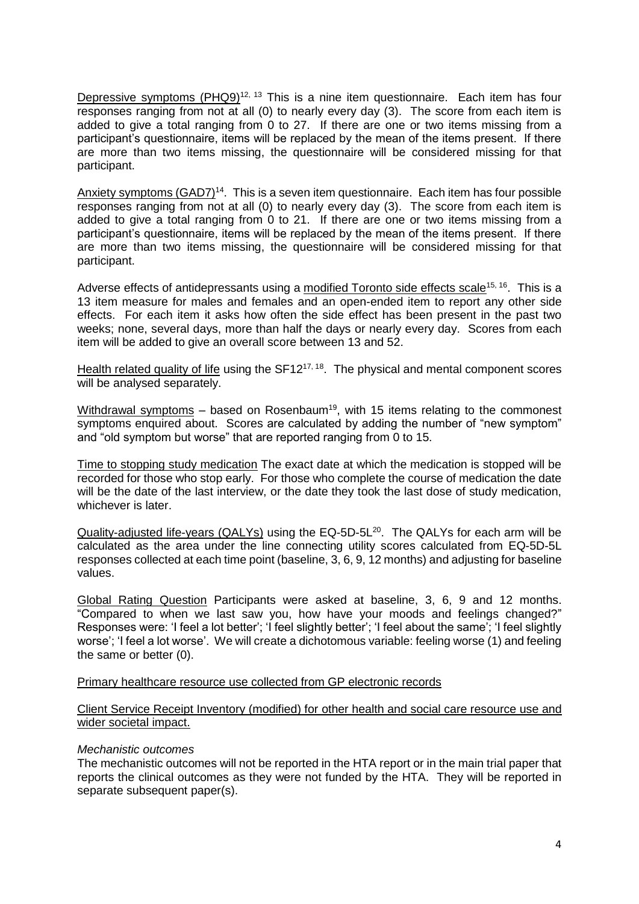Depressive symptoms (PHQ9)[12, 13] This is a nine item questionnaire. Each item has four responses ranging from not at all (0) to nearly every day (3). The score from each item is added to give a total ranging from 0 to 27. If there are one or two items missing from a participant's questionnaire, items will be replaced by the mean of the items present. If there are more than two items missing, the questionnaire will be considered missing for that participant.

Anxiety symptoms (GAD7)[14]. This is a seven item questionnaire. Each item has four possible responses ranging from not at all (0) to nearly every day (3). The score from each item is added to give a total ranging from 0 to 21. If there are one or two items missing from a participant's questionnaire, items will be replaced by the mean of the items present. If there are more than two items missing, the questionnaire will be considered missing for that participant.

Adverse effects of antidepressants using a modified Toronto side effects scale[15, 16]. This is a 13 item measure for males and females and an open-ended item to report any other side effects. For each item it asks how often the side effect has been present in the past two weeks; none, several days, more than half the days or nearly every day. Scores from each item will be added to give an overall score between 13 and 52.

Health related quality of life using the SF12[17, 18]. The physical and mental component scores will be analysed separately.

Withdrawal symptoms – based on Rosenbaum[19], with 15 items relating to the commonest symptoms enquired about. Scores are calculated by adding the number of "new symptom" and "old symptom but worse" that are reported ranging from 0 to 15.

Time to stopping study medication The exact date at which the medication is stopped will be recorded for those who stop early. For those who complete the course of medication the date will be the date of the last interview, or the date they took the last dose of study medication, whichever is later.

Quality-adjusted life-years (QALYs) using the EQ-5D-5L[20]. The QALYs for each arm will be calculated as the area under the line connecting utility scores calculated from EQ-5D-5L responses collected at each time point (baseline, 3, 6, 9, 12 months) and adjusting for baseline values.

Global Rating Question Participants were asked at baseline, 3, 6, 9 and 12 months. "Compared to when we last saw you, how have your moods and feelings changed?" Responses were: 'I feel a lot better'; 'I feel slightly better'; 'I feel about the same'; 'I feel slightly worse'; 'I feel a lot worse'. We will create a dichotomous variable: feeling worse (1) and feeling the same or better (0).

Primary healthcare resource use collected from GP electronic records

Client Service Receipt Inventory (modified) for other health and social care resource use and wider societal impact.

*Mechanistic outcomes*

The mechanistic outcomes will not be reported in the HTA report or in the main trial paper that reports the clinical outcomes as they were not funded by the HTA. They will be reported in separate subsequent paper(s).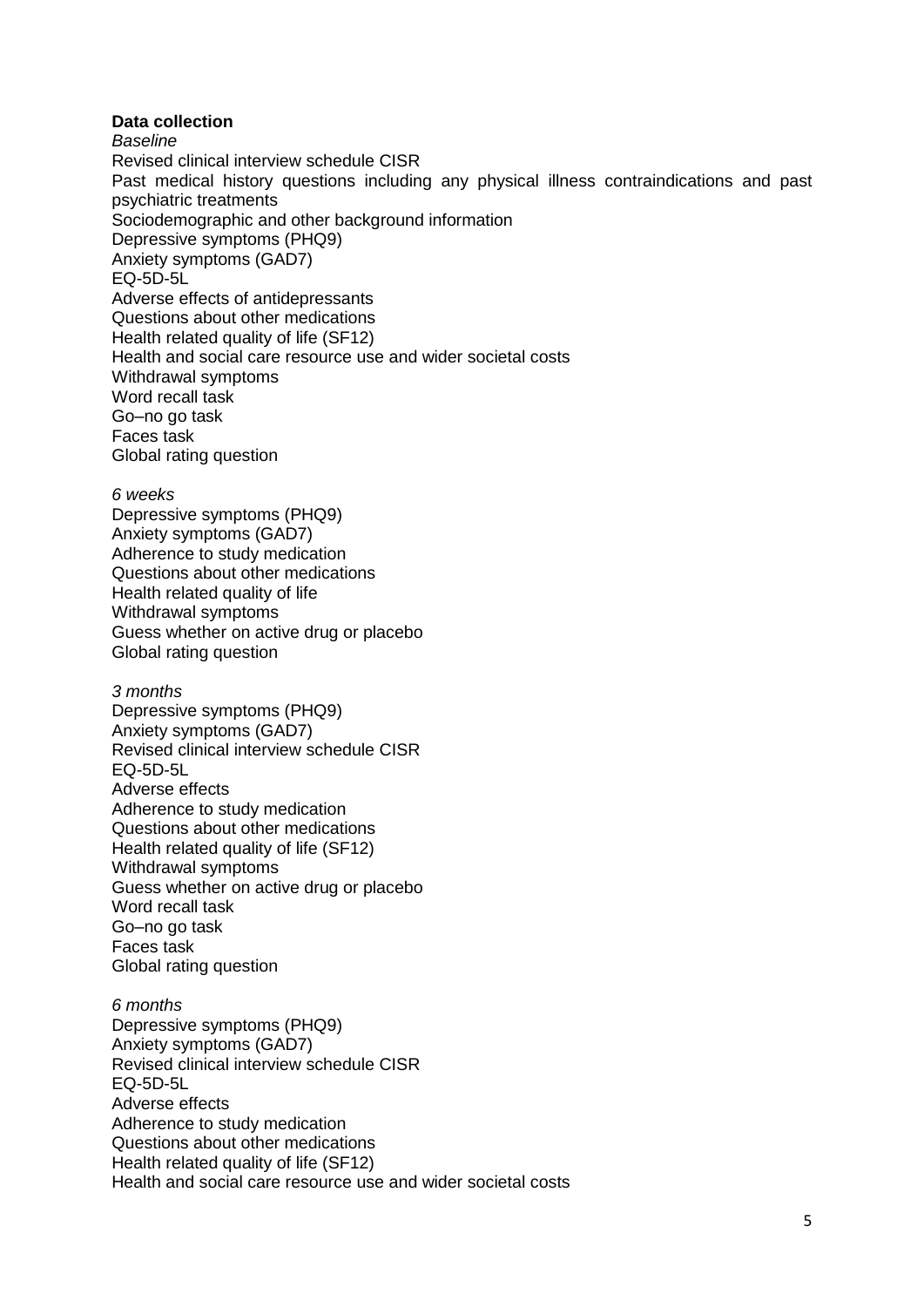**Data collection**

*Baseline*

Revised clinical interview schedule CISR
Past medical history questions including any physical illness contraindications and past psychiatric treatments
Sociodemographic and other background information
Depressive symptoms (PHQ9)
Anxiety symptoms (GAD7)
EQ-5D-5L
Adverse effects of antidepressants
Questions about other medications
Health related quality of life (SF12)
Health and social care resource use and wider societal costs
Withdrawal symptoms
Word recall task
Go–no go task
Faces task
Global rating question

*6 weeks*

Depressive symptoms (PHQ9)
Anxiety symptoms (GAD7)
Adherence to study medication
Questions about other medications
Health related quality of life
Withdrawal symptoms
Guess whether on active drug or placebo
Global rating question

*3 months*

Depressive symptoms (PHQ9)
Anxiety symptoms (GAD7)
Revised clinical interview schedule CISR
EQ-5D-5L
Adverse effects
Adherence to study medication
Questions about other medications
Health related quality of life (SF12)
Withdrawal symptoms
Guess whether on active drug or placebo
Word recall task
Go–no go task
Faces task
Global rating question

*6 months*

Depressive symptoms (PHQ9)
Anxiety symptoms (GAD7)
Revised clinical interview schedule CISR
EQ-5D-5L
Adverse effects
Adherence to study medication
Questions about other medications
Health related quality of life (SF12)
Health and social care resource use and wider societal costs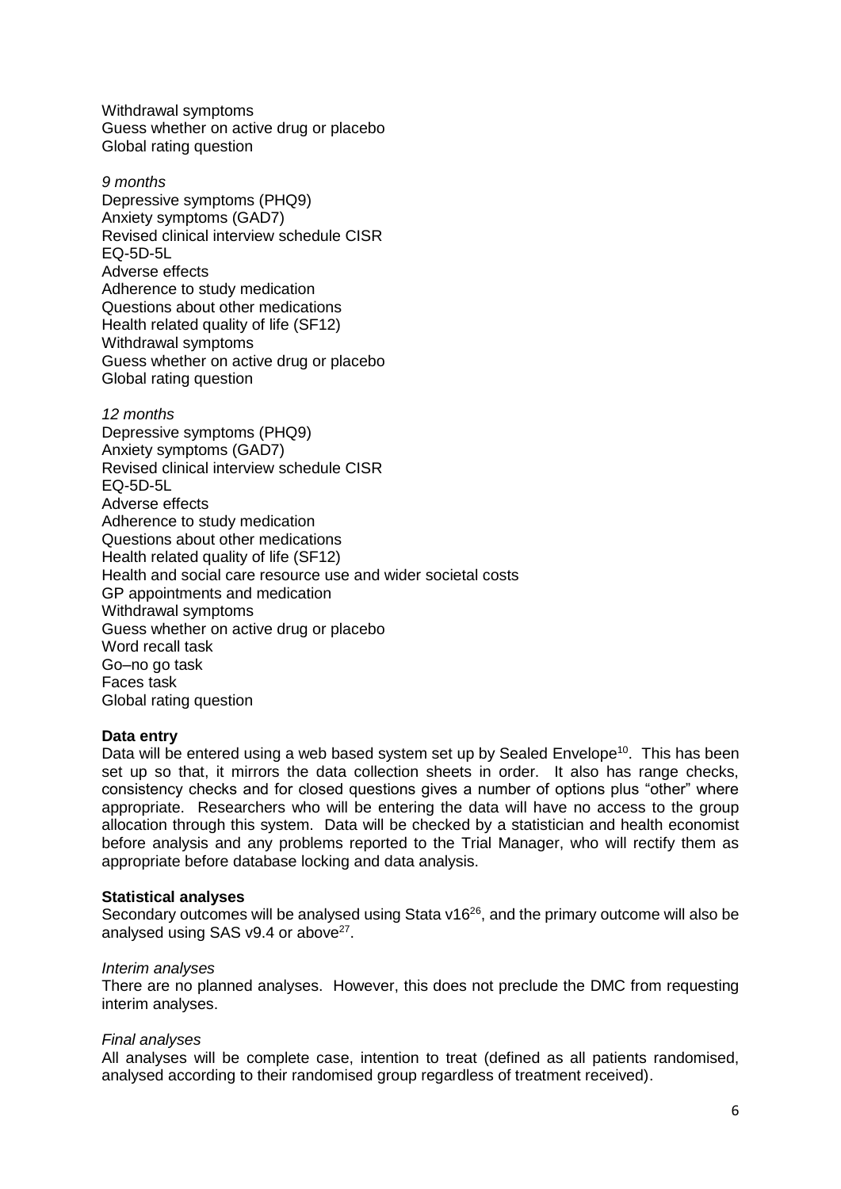Withdrawal symptoms
Guess whether on active drug or placebo
Global rating question

*9 months*
Depressive symptoms (PHQ9)
Anxiety symptoms (GAD7)
Revised clinical interview schedule CISR
EQ-5D-5L
Adverse effects
Adherence to study medication
Questions about other medications
Health related quality of life (SF12)
Withdrawal symptoms
Guess whether on active drug or placebo
Global rating question

*12 months*
Depressive symptoms (PHQ9)
Anxiety symptoms (GAD7)
Revised clinical interview schedule CISR
EQ-5D-5L
Adverse effects
Adherence to study medication
Questions about other medications
Health related quality of life (SF12)
Health and social care resource use and wider societal costs
GP appointments and medication
Withdrawal symptoms
Guess whether on active drug or placebo
Word recall task
Go–no go task
Faces task
Global rating question

**Data entry**

Data will be entered using a web based system set up by Sealed Envelope[10]. This has been set up so that, it mirrors the data collection sheets in order. It also has range checks, consistency checks and for closed questions gives a number of options plus "other" where appropriate. Researchers who will be entering the data will have no access to the group allocation through this system. Data will be checked by a statistician and health economist before analysis and any problems reported to the Trial Manager, who will rectify them as appropriate before database locking and data analysis.

**Statistical analyses**

Secondary outcomes will be analysed using Stata v16[26], and the primary outcome will also be analysed using SAS v9.4 or above[27].

*Interim analyses*

There are no planned analyses. However, this does not preclude the DMC from requesting interim analyses.

*Final analyses*

All analyses will be complete case, intention to treat (defined as all patients randomised, analysed according to their randomised group regardless of treatment received).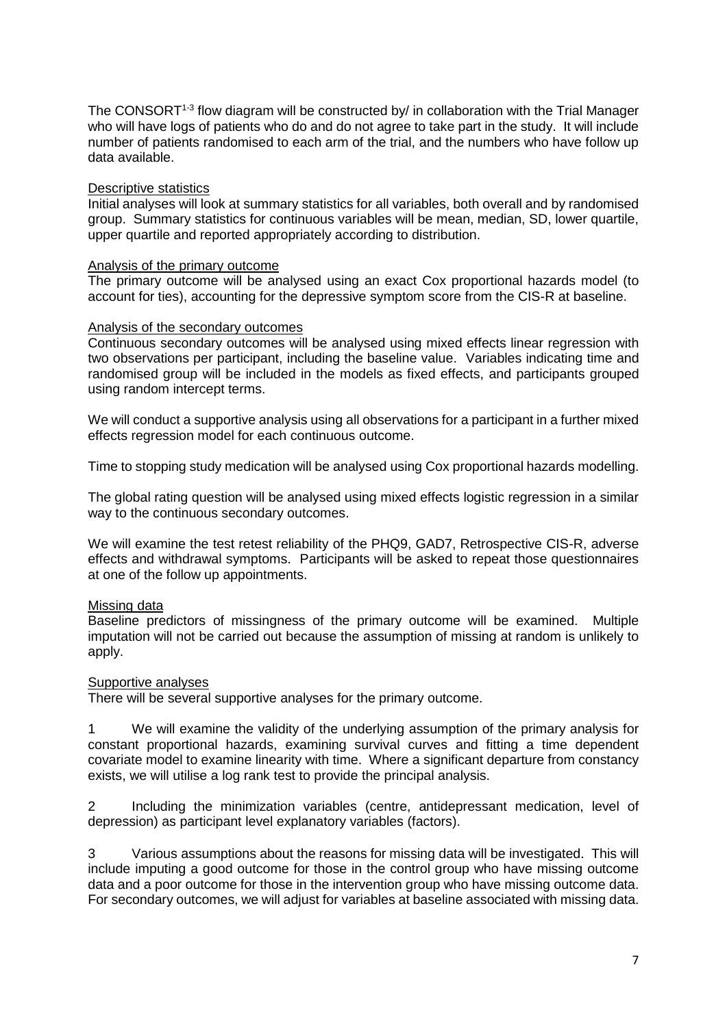The CONSORT[1-3] flow diagram will be constructed by/ in collaboration with the Trial Manager who will have logs of patients who do and do not agree to take part in the study. It will include number of patients randomised to each arm of the trial, and the numbers who have follow up data available.

### Descriptive statistics

Initial analyses will look at summary statistics for all variables, both overall and by randomised group. Summary statistics for continuous variables will be mean, median, SD, lower quartile, upper quartile and reported appropriately according to distribution.

### Analysis of the primary outcome

The primary outcome will be analysed using an exact Cox proportional hazards model (to account for ties), accounting for the depressive symptom score from the CIS-R at baseline.

### Analysis of the secondary outcomes

Continuous secondary outcomes will be analysed using mixed effects linear regression with two observations per participant, including the baseline value. Variables indicating time and randomised group will be included in the models as fixed effects, and participants grouped using random intercept terms.

We will conduct a supportive analysis using all observations for a participant in a further mixed effects regression model for each continuous outcome.

Time to stopping study medication will be analysed using Cox proportional hazards modelling.

The global rating question will be analysed using mixed effects logistic regression in a similar way to the continuous secondary outcomes.

We will examine the test retest reliability of the PHQ9, GAD7, Retrospective CIS-R, adverse effects and withdrawal symptoms. Participants will be asked to repeat those questionnaires at one of the follow up appointments.

### Missing data

Baseline predictors of missingness of the primary outcome will be examined. Multiple imputation will not be carried out because the assumption of missing at random is unlikely to apply.

### Supportive analyses

There will be several supportive analyses for the primary outcome.

1 We will examine the validity of the underlying assumption of the primary analysis for constant proportional hazards, examining survival curves and fitting a time dependent covariate model to examine linearity with time. Where a significant departure from constancy exists, we will utilise a log rank test to provide the principal analysis.

2 Including the minimization variables (centre, antidepressant medication, level of depression) as participant level explanatory variables (factors).

3 Various assumptions about the reasons for missing data will be investigated. This will include imputing a good outcome for those in the control group who have missing outcome data and a poor outcome for those in the intervention group who have missing outcome data. For secondary outcomes, we will adjust for variables at baseline associated with missing data.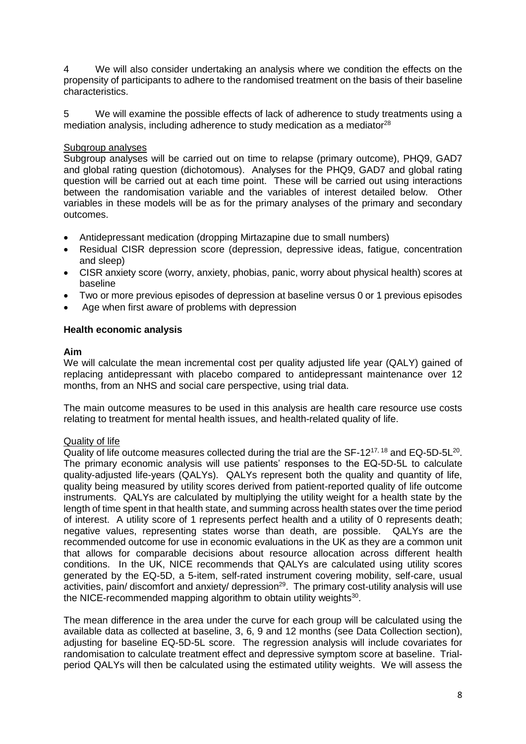4 We will also consider undertaking an analysis where we condition the effects on the propensity of participants to adhere to the randomised treatment on the basis of their baseline characteristics.

5 We will examine the possible effects of lack of adherence to study treatments using a mediation analysis, including adherence to study medication as a mediator[28]

Subgroup analyses

Subgroup analyses will be carried out on time to relapse (primary outcome), PHQ9, GAD7 and global rating question (dichotomous). Analyses for the PHQ9, GAD7 and global rating question will be carried out at each time point. These will be carried out using interactions between the randomisation variable and the variables of interest detailed below. Other variables in these models will be as for the primary analyses of the primary and secondary outcomes.

- Antidepressant medication (dropping Mirtazapine due to small numbers)
- Residual CISR depression score (depression, depressive ideas, fatigue, concentration and sleep)
- CISR anxiety score (worry, anxiety, phobias, panic, worry about physical health) scores at baseline
- Two or more previous episodes of depression at baseline versus 0 or 1 previous episodes
- Age when first aware of problems with depression

**Health economic analysis**

**Aim**

We will calculate the mean incremental cost per quality adjusted life year (QALY) gained of replacing antidepressant with placebo compared to antidepressant maintenance over 12 months, from an NHS and social care perspective, using trial data.

The main outcome measures to be used in this analysis are health care resource use costs relating to treatment for mental health issues, and health-related quality of life.

Quality of life

Quality of life outcome measures collected during the trial are the SF-12[17, 18] and EQ-5D-5L[20]. The primary economic analysis will use patients' responses to the EQ-5D-5L to calculate quality-adjusted life-years (QALYs). QALYs represent both the quality and quantity of life, quality being measured by utility scores derived from patient-reported quality of life outcome instruments. QALYs are calculated by multiplying the utility weight for a health state by the length of time spent in that health state, and summing across health states over the time period of interest. A utility score of 1 represents perfect health and a utility of 0 represents death; negative values, representing states worse than death, are possible. QALYs are the recommended outcome for use in economic evaluations in the UK as they are a common unit that allows for comparable decisions about resource allocation across different health conditions. In the UK, NICE recommends that QALYs are calculated using utility scores generated by the EQ-5D, a 5-item, self-rated instrument covering mobility, self-care, usual activities, pain/ discomfort and anxiety/ depression[29]. The primary cost-utility analysis will use the NICE-recommended mapping algorithm to obtain utility weights[30].

The mean difference in the area under the curve for each group will be calculated using the available data as collected at baseline, 3, 6, 9 and 12 months (see Data Collection section), adjusting for baseline EQ-5D-5L score. The regression analysis will include covariates for randomisation to calculate treatment effect and depressive symptom score at baseline. Trial-period QALYs will then be calculated using the estimated utility weights. We will assess the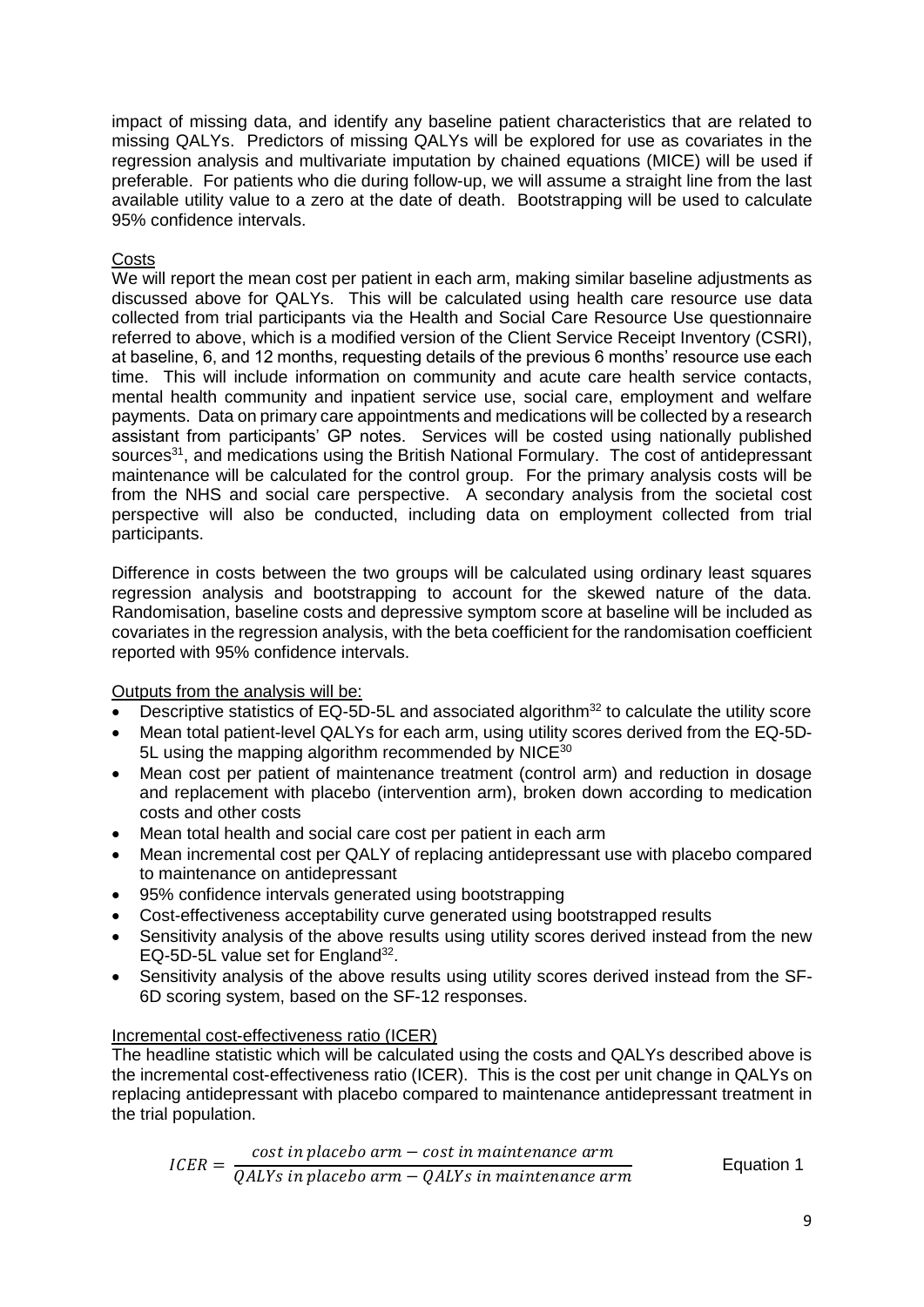impact of missing data, and identify any baseline patient characteristics that are related to missing QALYs. Predictors of missing QALYs will be explored for use as covariates in the regression analysis and multivariate imputation by chained equations (MICE) will be used if preferable. For patients who die during follow-up, we will assume a straight line from the last available utility value to a zero at the date of death. Bootstrapping will be used to calculate 95% confidence intervals.

Costs

We will report the mean cost per patient in each arm, making similar baseline adjustments as discussed above for QALYs. This will be calculated using health care resource use data collected from trial participants via the Health and Social Care Resource Use questionnaire referred to above, which is a modified version of the Client Service Receipt Inventory (CSRI), at baseline, 6, and 12 months, requesting details of the previous 6 months' resource use each time. This will include information on community and acute care health service contacts, mental health community and inpatient service use, social care, employment and welfare payments. Data on primary care appointments and medications will be collected by a research assistant from participants' GP notes. Services will be costed using nationally published sources[31], and medications using the British National Formulary. The cost of antidepressant maintenance will be calculated for the control group. For the primary analysis costs will be from the NHS and social care perspective. A secondary analysis from the societal cost perspective will also be conducted, including data on employment collected from trial participants.

Difference in costs between the two groups will be calculated using ordinary least squares regression analysis and bootstrapping to account for the skewed nature of the data. Randomisation, baseline costs and depressive symptom score at baseline will be included as covariates in the regression analysis, with the beta coefficient for the randomisation coefficient reported with 95% confidence intervals.

Outputs from the analysis will be:

- Descriptive statistics of EQ-5D-5L and associated algorithm[32] to calculate the utility score
- Mean total patient-level QALYs for each arm, using utility scores derived from the EQ-5D-5L using the mapping algorithm recommended by NICE[30]
- Mean cost per patient of maintenance treatment (control arm) and reduction in dosage and replacement with placebo (intervention arm), broken down according to medication costs and other costs
- Mean total health and social care cost per patient in each arm
- Mean incremental cost per QALY of replacing antidepressant use with placebo compared to maintenance on antidepressant
- 95% confidence intervals generated using bootstrapping
- Cost-effectiveness acceptability curve generated using bootstrapped results
- Sensitivity analysis of the above results using utility scores derived instead from the new EQ-5D-5L value set for England[32].
- Sensitivity analysis of the above results using utility scores derived instead from the SF-6D scoring system, based on the SF-12 responses.

Incremental cost-effectiveness ratio (ICER)

The headline statistic which will be calculated using the costs and QALYs described above is the incremental cost-effectiveness ratio (ICER). This is the cost per unit change in QALYs on replacing antidepressant with placebo compared to maintenance antidepressant treatment in the trial population.

$$ICER = \frac{cost\ in\ placebo\ arm - cost\ in\ maintenance\ arm}{QALYs\ in\ placebo\ arm - QALYs\ in\ maintenance\ arm} \qquad \text{Equation 1}$$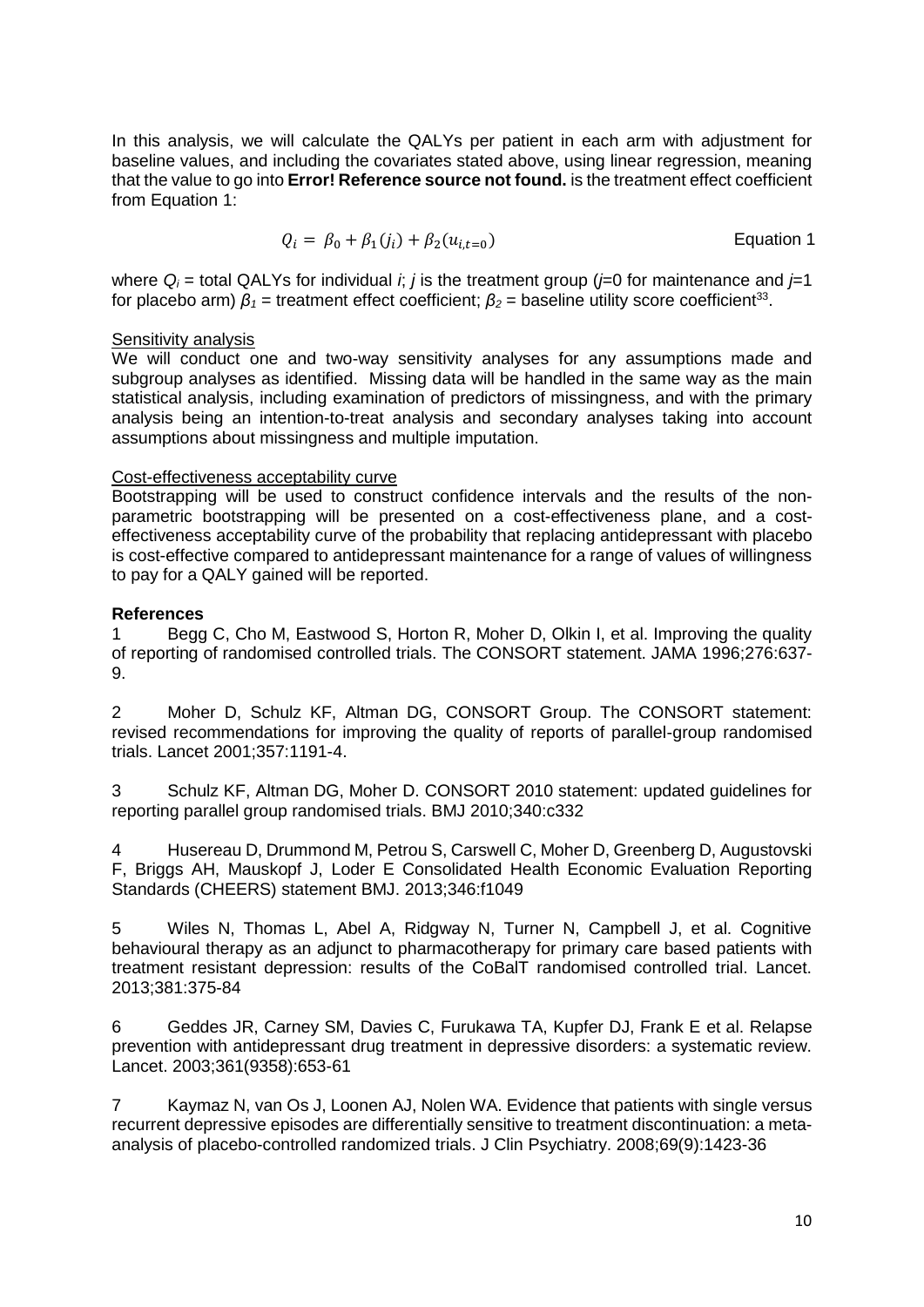In this analysis, we will calculate the QALYs per patient in each arm with adjustment for baseline values, and including the covariates stated above, using linear regression, meaning that the value to go into **Error! Reference source not found.** is the treatment effect coefficient from Equation 1:

$$Q_i = \beta_0 + \beta_1(j_i) + \beta_2(u_{i,t=0}) \qquad \text{Equation 1}$$

where $Q_i$ = total QALYs for individual $i$; $j$ is the treatment group ($j$=0 for maintenance and $j$=1 for placebo arm) $\beta_1$ = treatment effect coefficient; $\beta_2$ = baseline utility score coefficient[33].

Sensitivity analysis

We will conduct one and two-way sensitivity analyses for any assumptions made and subgroup analyses as identified. Missing data will be handled in the same way as the main statistical analysis, including examination of predictors of missingness, and with the primary analysis being an intention-to-treat analysis and secondary analyses taking into account assumptions about missingness and multiple imputation.

Cost-effectiveness acceptability curve

Bootstrapping will be used to construct confidence intervals and the results of the non-parametric bootstrapping will be presented on a cost-effectiveness plane, and a cost-effectiveness acceptability curve of the probability that replacing antidepressant with placebo is cost-effective compared to antidepressant maintenance for a range of values of willingness to pay for a QALY gained will be reported.

**References**

1 Begg C, Cho M, Eastwood S, Horton R, Moher D, Olkin I, et al. Improving the quality of reporting of randomised controlled trials. The CONSORT statement. JAMA 1996;276:637-9.

2 Moher D, Schulz KF, Altman DG, CONSORT Group. The CONSORT statement: revised recommendations for improving the quality of reports of parallel-group randomised trials. Lancet 2001;357:1191-4.

3 Schulz KF, Altman DG, Moher D. CONSORT 2010 statement: updated guidelines for reporting parallel group randomised trials. BMJ 2010;340:c332

4 Husereau D, Drummond M, Petrou S, Carswell C, Moher D, Greenberg D, Augustovski F, Briggs AH, Mauskopf J, Loder E Consolidated Health Economic Evaluation Reporting Standards (CHEERS) statement BMJ. 2013;346:f1049

5 Wiles N, Thomas L, Abel A, Ridgway N, Turner N, Campbell J, et al. Cognitive behavioural therapy as an adjunct to pharmacotherapy for primary care based patients with treatment resistant depression: results of the CoBalT randomised controlled trial. Lancet. 2013;381:375-84

6 Geddes JR, Carney SM, Davies C, Furukawa TA, Kupfer DJ, Frank E et al. Relapse prevention with antidepressant drug treatment in depressive disorders: a systematic review. Lancet. 2003;361(9358):653-61

7 Kaymaz N, van Os J, Loonen AJ, Nolen WA. Evidence that patients with single versus recurrent depressive episodes are differentially sensitive to treatment discontinuation: a meta-analysis of placebo-controlled randomized trials. J Clin Psychiatry. 2008;69(9):1423-36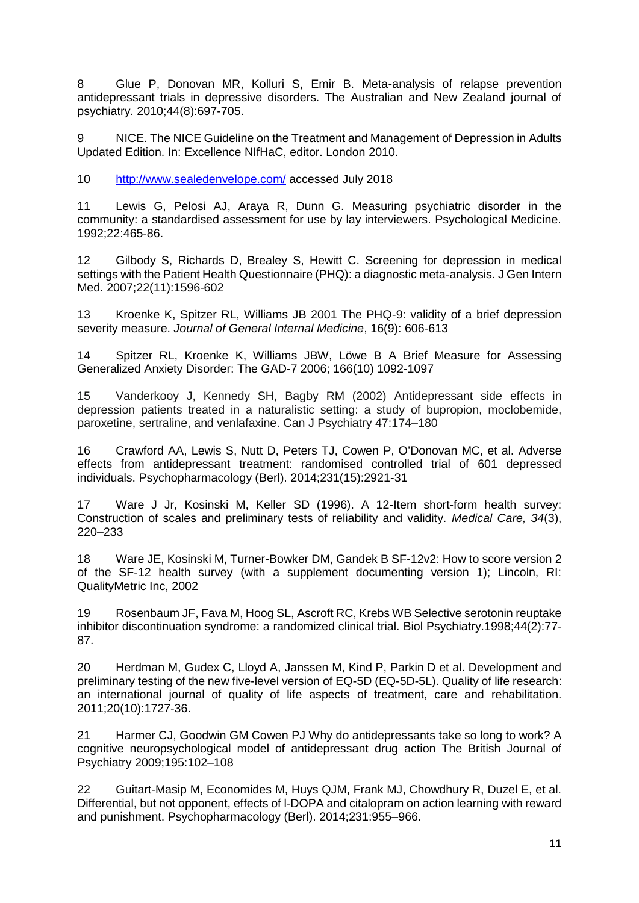8 Glue P, Donovan MR, Kolluri S, Emir B. Meta-analysis of relapse prevention antidepressant trials in depressive disorders. The Australian and New Zealand journal of psychiatry. 2010;44(8):697-705.

9 NICE. The NICE Guideline on the Treatment and Management of Depression in Adults Updated Edition. In: Excellence NIfHaC, editor. London 2010.

10 http://www.sealedenvelope.com/ accessed July 2018

11 Lewis G, Pelosi AJ, Araya R, Dunn G. Measuring psychiatric disorder in the community: a standardised assessment for use by lay interviewers. Psychological Medicine. 1992;22:465-86.

12 Gilbody S, Richards D, Brealey S, Hewitt C. Screening for depression in medical settings with the Patient Health Questionnaire (PHQ): a diagnostic meta-analysis. J Gen Intern Med. 2007;22(11):1596-602

13 Kroenke K, Spitzer RL, Williams JB 2001 The PHQ-9: validity of a brief depression severity measure. *Journal of General Internal Medicine*, 16(9): 606-613

14 Spitzer RL, Kroenke K, Williams JBW, Löwe B A Brief Measure for Assessing Generalized Anxiety Disorder: The GAD-7 2006; 166(10) 1092-1097

15 Vanderkooy J, Kennedy SH, Bagby RM (2002) Antidepressant side effects in depression patients treated in a naturalistic setting: a study of bupropion, moclobemide, paroxetine, sertraline, and venlafaxine. Can J Psychiatry 47:174–180

16 Crawford AA, Lewis S, Nutt D, Peters TJ, Cowen P, O'Donovan MC, et al. Adverse effects from antidepressant treatment: randomised controlled trial of 601 depressed individuals. Psychopharmacology (Berl). 2014;231(15):2921-31

17 Ware J Jr, Kosinski M, Keller SD (1996). A 12-Item short-form health survey: Construction of scales and preliminary tests of reliability and validity. *Medical Care, 34*(3), 220–233

18 Ware JE, Kosinski M, Turner-Bowker DM, Gandek B SF-12v2: How to score version 2 of the SF-12 health survey (with a supplement documenting version 1); Lincoln, RI: QualityMetric Inc, 2002

19 Rosenbaum JF, Fava M, Hoog SL, Ascroft RC, Krebs WB Selective serotonin reuptake inhibitor discontinuation syndrome: a randomized clinical trial. Biol Psychiatry.1998;44(2):77-87.

20 Herdman M, Gudex C, Lloyd A, Janssen M, Kind P, Parkin D et al. Development and preliminary testing of the new five-level version of EQ-5D (EQ-5D-5L). Quality of life research: an international journal of quality of life aspects of treatment, care and rehabilitation. 2011;20(10):1727-36.

21 Harmer CJ, Goodwin GM Cowen PJ Why do antidepressants take so long to work? A cognitive neuropsychological model of antidepressant drug action The British Journal of Psychiatry 2009;195:102–108

22 Guitart-Masip M, Economides M, Huys QJM, Frank MJ, Chowdhury R, Duzel E, et al. Differential, but not opponent, effects of l-DOPA and citalopram on action learning with reward and punishment. Psychopharmacology (Berl). 2014;231:955–966.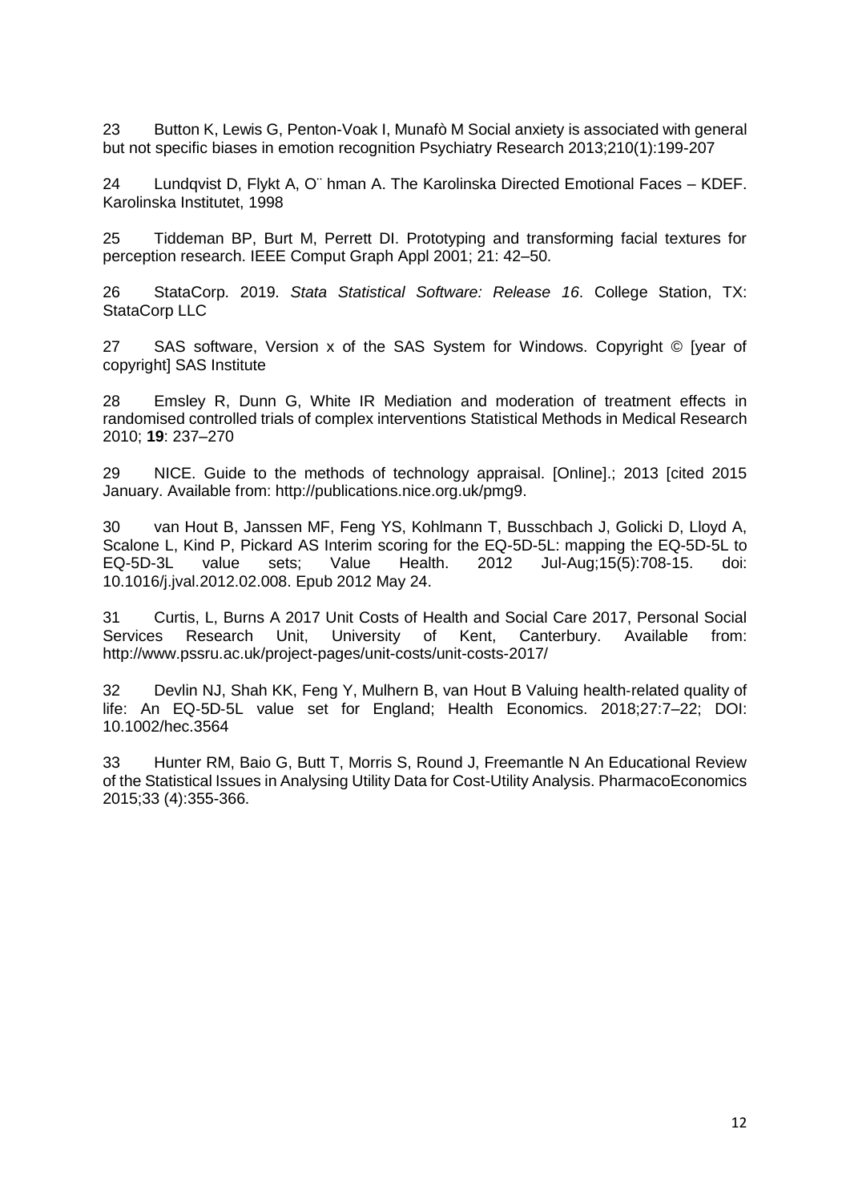23 Button K, Lewis G, Penton-Voak I, Munafò M Social anxiety is associated with general but not specific biases in emotion recognition Psychiatry Research 2013;210(1):199-207

24 Lundqvist D, Flykt A, O¨ hman A. The Karolinska Directed Emotional Faces – KDEF. Karolinska Institutet, 1998

25 Tiddeman BP, Burt M, Perrett DI. Prototyping and transforming facial textures for perception research. IEEE Comput Graph Appl 2001; 21: 42–50.

26 StataCorp. 2019. *Stata Statistical Software: Release 16*. College Station, TX: StataCorp LLC

27 SAS software, Version x of the SAS System for Windows. Copyright © [year of copyright] SAS Institute

28 Emsley R, Dunn G, White IR Mediation and moderation of treatment effects in randomised controlled trials of complex interventions Statistical Methods in Medical Research 2010; **19**: 237–270

29 NICE. Guide to the methods of technology appraisal. [Online].; 2013 [cited 2015 January. Available from: http://publications.nice.org.uk/pmg9.

30 van Hout B, Janssen MF, Feng YS, Kohlmann T, Busschbach J, Golicki D, Lloyd A, Scalone L, Kind P, Pickard AS Interim scoring for the EQ-5D-5L: mapping the EQ-5D-5L to EQ-5D-3L value sets; Value Health. 2012 Jul-Aug;15(5):708-15. doi: 10.1016/j.jval.2012.02.008. Epub 2012 May 24.

31 Curtis, L, Burns A 2017 Unit Costs of Health and Social Care 2017, Personal Social Services Research Unit, University of Kent, Canterbury. Available from: http://www.pssru.ac.uk/project-pages/unit-costs/unit-costs-2017/

32 Devlin NJ, Shah KK, Feng Y, Mulhern B, van Hout B Valuing health-related quality of life: An EQ-5D-5L value set for England; Health Economics. 2018;27:7–22; DOI: 10.1002/hec.3564

33 Hunter RM, Baio G, Butt T, Morris S, Round J, Freemantle N An Educational Review of the Statistical Issues in Analysing Utility Data for Cost-Utility Analysis. PharmacoEconomics 2015;33 (4):355-366.